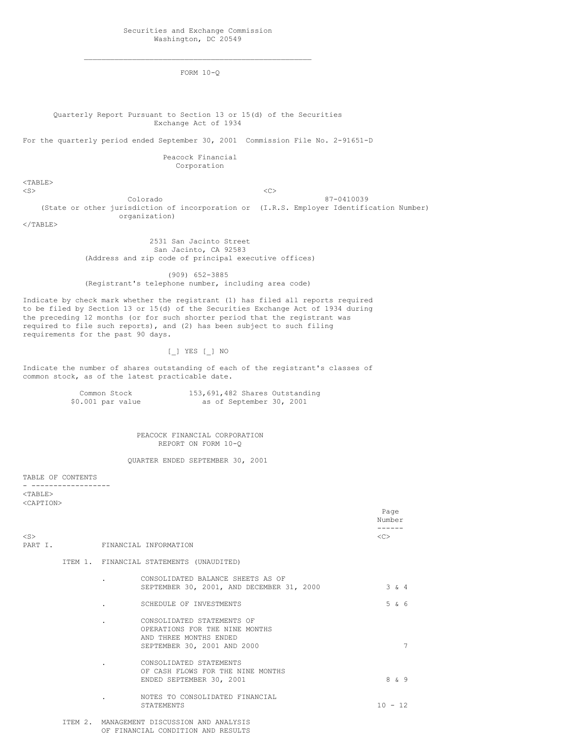Securities and Exchange Commission
Washington, DC 20549

---

# FORM 10-Q

Quarterly Report Pursuant to Section 13 or 15(d) of the Securities Exchange Act of 1934

For the quarterly period ended September 30, 2001 Commission File No. 2-91651-D

## Peacock Financial Corporation

| Colorado | 87-0410039 |
|---|---|
| (State or other jurisdiction of incorporation or organization) | (I.R.S. Employer Identification Number) |

2531 San Jacinto Street
San Jacinto, CA 92583
(Address and zip code of principal executive offices)

(909) 652-3885
(Registrant's telephone number, including area code)

Indicate by check mark whether the registrant (1) has filed all reports required to be filed by Section 13 or 15(d) of the Securities Exchange Act of 1934 during the preceding 12 months (or for such shorter period that the registrant was required to file such reports), and (2) has been subject to such filing requirements for the past 90 days.

[_] YES [_] NO

Indicate the number of shares outstanding of each of the registrant's classes of common stock, as of the latest practicable date.

| Common Stock $0.001 par value | 153,691,482 Shares Outstanding as of September 30, 2001 |
|---|---|

## PEACOCK FINANCIAL CORPORATION
## REPORT ON FORM 10-Q

### QUARTER ENDED SEPTEMBER 30, 2001

TABLE OF CONTENTS

| | | Page Number |
|---|---|---|
| PART I. | FINANCIAL INFORMATION | |
| ITEM 1. | FINANCIAL STATEMENTS (UNAUDITED) | |
| | . CONSOLIDATED BALANCE SHEETS AS OF SEPTEMBER 30, 2001, AND DECEMBER 31, 2000 | 3 & 4 |
| | . SCHEDULE OF INVESTMENTS | 5 & 6 |
| | . CONSOLIDATED STATEMENTS OF OPERATIONS FOR THE NINE MONTHS AND THREE MONTHS ENDED SEPTEMBER 30, 2001 AND 2000 | 7 |
| | . CONSOLIDATED STATEMENTS OF CASH FLOWS FOR THE NINE MONTHS ENDED SEPTEMBER 30, 2001 | 8 & 9 |
| | . NOTES TO CONSOLIDATED FINANCIAL STATEMENTS | 10 - 12 |
| ITEM 2. | MANAGEMENT DISCUSSION AND ANALYSIS OF FINANCIAL CONDITION AND RESULTS | |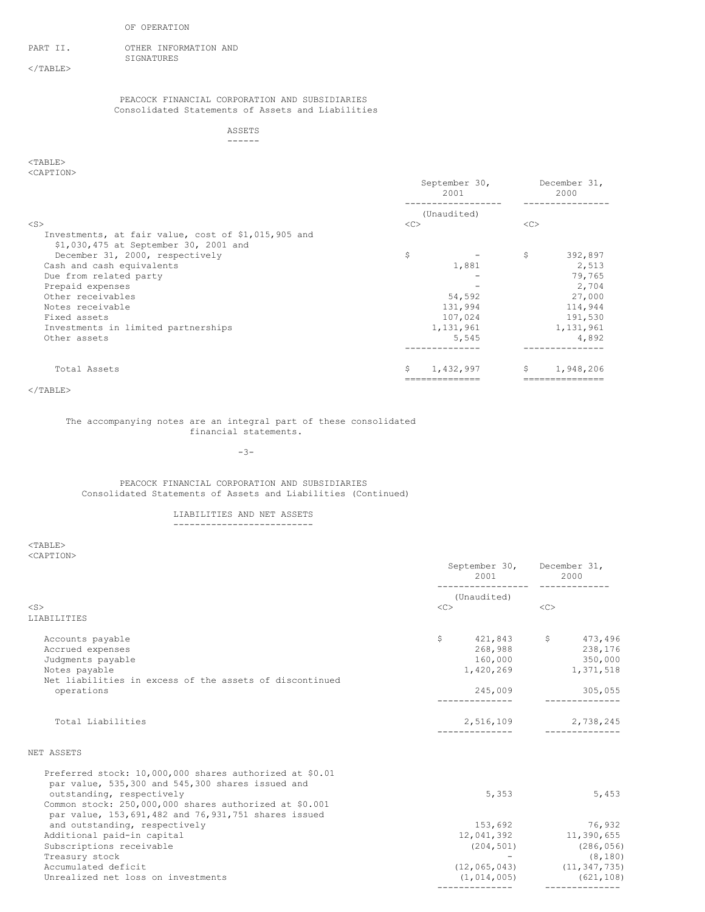OF OPERATION

PART II. OTHER INFORMATION AND SIGNATURES

## PEACOCK FINANCIAL CORPORATION AND SUBSIDIARIES
### Consolidated Statements of Assets and Liabilities

#### ASSETS

| | September 30, 2001 (Unaudited) | December 31, 2000 |
|---|---|---|
| Investments, at fair value, cost of $1,015,905 and $1,030,475 at September 30, 2001 and December 31, 2000, respectively | $ - | $ 392,897 |
| Cash and cash equivalents | 1,881 | 2,513 |
| Due from related party | - | 79,765 |
| Prepaid expenses | - | 2,704 |
| Other receivables | 54,592 | 27,000 |
| Notes receivable | 131,994 | 114,944 |
| Fixed assets | 107,024 | 191,530 |
| Investments in limited partnerships | 1,131,961 | 1,131,961 |
| Other assets | 5,545 | 4,892 |
| Total Assets | $ 1,432,997 | $ 1,948,206 |

The accompanying notes are an integral part of these consolidated financial statements.

## PEACOCK FINANCIAL CORPORATION AND SUBSIDIARIES
### Consolidated Statements of Assets and Liabilities (Continued)

#### LIABILITIES AND NET ASSETS

| | September 30, 2001 (Unaudited) | December 31, 2000 |
|---|---|---|
| **LIABILITIES** | | |
| Accounts payable | $ 421,843 | $ 473,496 |
| Accrued expenses | 268,988 | 238,176 |
| Judgments payable | 160,000 | 350,000 |
| Notes payable | 1,420,269 | 1,371,518 |
| Net liabilities in excess of the assets of discontinued operations | 245,009 | 305,055 |
| Total Liabilities | 2,516,109 | 2,738,245 |
| **NET ASSETS** | | |
| Preferred stock: 10,000,000 shares authorized at $0.01 par value, 535,300 and 545,300 shares issued and outstanding, respectively | 5,353 | 5,453 |
| Common stock: 250,000,000 shares authorized at $0.001 par value, 153,691,482 and 76,931,751 shares issued and outstanding, respectively | 153,692 | 76,932 |
| Additional paid-in capital | 12,041,392 | 11,390,655 |
| Subscriptions receivable | (204,501) | (286,056) |
| Treasury stock | - | (8,180) |
| Accumulated deficit | (12,065,043) | (11,347,735) |
| Unrealized net loss on investments | (1,014,005) | (621,108) |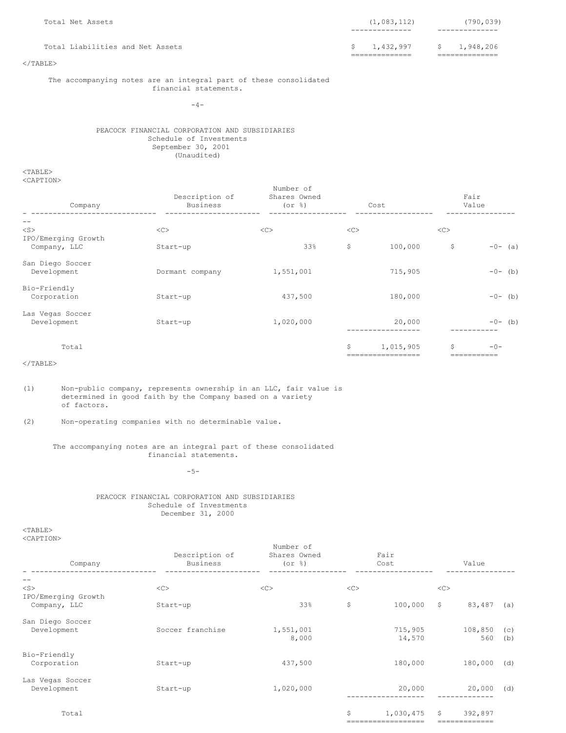| | | |
|---|---|---|
| Total Net Assets | (1,083,112) | (790,039) |
| Total Liabilities and Net Assets | $ 1,432,997 | $ 1,948,206 |

The accompanying notes are an integral part of these consolidated financial statements.

## PEACOCK FINANCIAL CORPORATION AND SUBSIDIARIES
### Schedule of Investments
### September 30, 2001
### (Unaudited)

| Company | Description of Business | Number of Shares Owned (or %) | Cost | Fair Value | |
|---|---|---|---|---|---|
| IPO/Emerging Growth Company, LLC | Start-up | 33% | $ 100,000 | $ -0- | (a) |
| San Diego Soccer Development | Dormant company | 1,551,001 | 715,905 | -0- | (b) |
| Bio-Friendly Corporation | Start-up | 437,500 | 180,000 | -0- | (b) |
| Las Vegas Soccer Development | Start-up | 1,020,000 | 20,000 | -0- | (b) |
| Total | | | $ 1,015,905 | $ -0- | |

(1) Non-public company, represents ownership in an LLC, fair value is determined in good faith by the Company based on a variety of factors.

(2) Non-operating companies with no determinable value.

The accompanying notes are an integral part of these consolidated financial statements.

## PEACOCK FINANCIAL CORPORATION AND SUBSIDIARIES
### Schedule of Investments
### December 31, 2000

| Company | Description of Business | Number of Shares Owned (or %) | Fair Cost | Value | |
|---|---|---|---|---|---|
| IPO/Emerging Growth Company, LLC | Start-up | 33% | $ 100,000 | $ 83,487 | (a) |
| San Diego Soccer Development | Soccer franchise | 1,551,001 | 715,905 | 108,850 | (c) |
| | | 8,000 | 14,570 | 560 | (b) |
| Bio-Friendly Corporation | Start-up | 437,500 | 180,000 | 180,000 | (d) |
| Las Vegas Soccer Development | Start-up | 1,020,000 | 20,000 | 20,000 | (d) |
| Total | | | $ 1,030,475 | $ 392,897 | |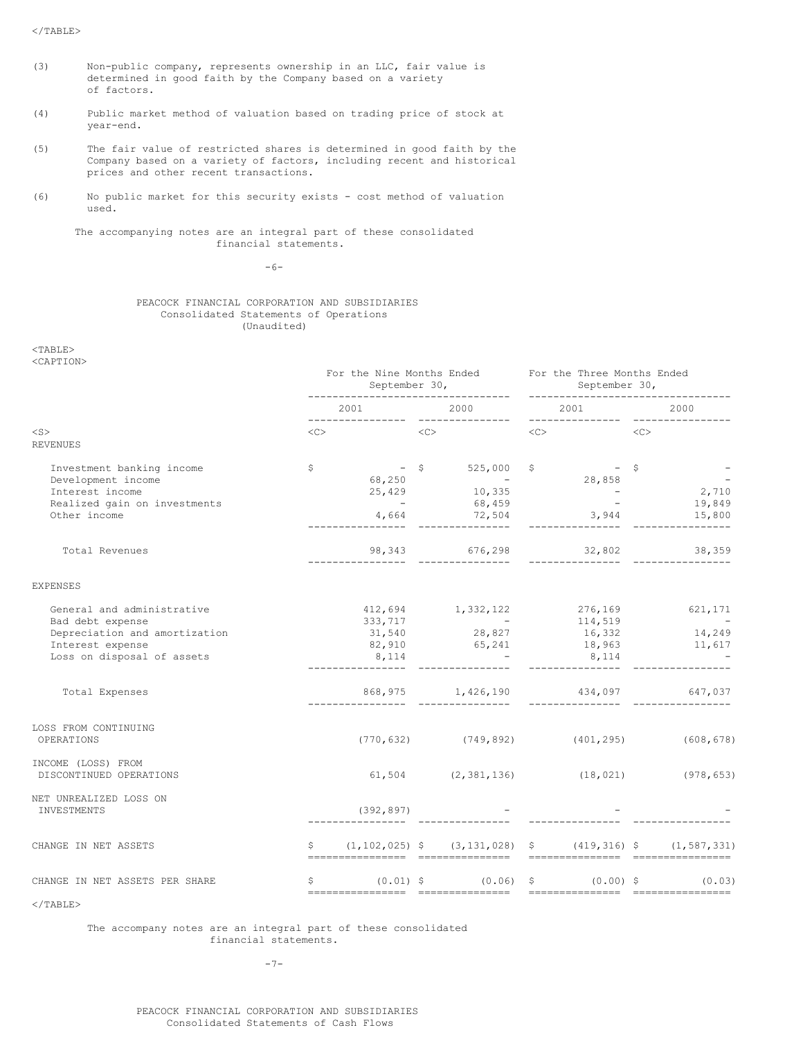(3) Non-public company, represents ownership in an LLC, fair value is determined in good faith by the Company based on a variety of factors.

(4) Public market method of valuation based on trading price of stock at year-end.

(5) The fair value of restricted shares is determined in good faith by the Company based on a variety of factors, including recent and historical prices and other recent transactions.

(6) No public market for this security exists - cost method of valuation used.

The accompanying notes are an integral part of these consolidated financial statements.

PEACOCK FINANCIAL CORPORATION AND SUBSIDIARIES
Consolidated Statements of Operations
(Unaudited)

| | For the Nine Months Ended September 30, | | For the Three Months Ended September 30, | |
|---|---|---|---|---|
| | 2001 | 2000 | 2001 | 2000 |
| **REVENUES** | | | | |
| Investment banking income | $ - | $ 525,000 | $ - | $ - |
| Development income | 68,250 | - | 28,858 | - |
| Interest income | 25,429 | 10,335 | - | 2,710 |
| Realized gain on investments | - | 68,459 | - | 19,849 |
| Other income | 4,664 | 72,504 | 3,944 | 15,800 |
| Total Revenues | 98,343 | 676,298 | 32,802 | 38,359 |
| **EXPENSES** | | | | |
| General and administrative | 412,694 | 1,332,122 | 276,169 | 621,171 |
| Bad debt expense | 333,717 | - | 114,519 | - |
| Depreciation and amortization | 31,540 | 28,827 | 16,332 | 14,249 |
| Interest expense | 82,910 | 65,241 | 18,963 | 11,617 |
| Loss on disposal of assets | 8,114 | - | 8,114 | - |
| Total Expenses | 868,975 | 1,426,190 | 434,097 | 647,037 |
| LOSS FROM CONTINUING OPERATIONS | (770,632) | (749,892) | (401,295) | (608,678) |
| INCOME (LOSS) FROM DISCONTINUED OPERATIONS | 61,504 | (2,381,136) | (18,021) | (978,653) |
| NET UNREALIZED LOSS ON INVESTMENTS | (392,897) | - | - | - |
| CHANGE IN NET ASSETS | $ (1,102,025) | $ (3,131,028) | $ (419,316) | $ (1,587,331) |
| CHANGE IN NET ASSETS PER SHARE | $ (0.01) | $ (0.06) | $ (0.00) | $ (0.03) |

The accompany notes are an integral part of these consolidated financial statements.

PEACOCK FINANCIAL CORPORATION AND SUBSIDIARIES
Consolidated Statements of Cash Flows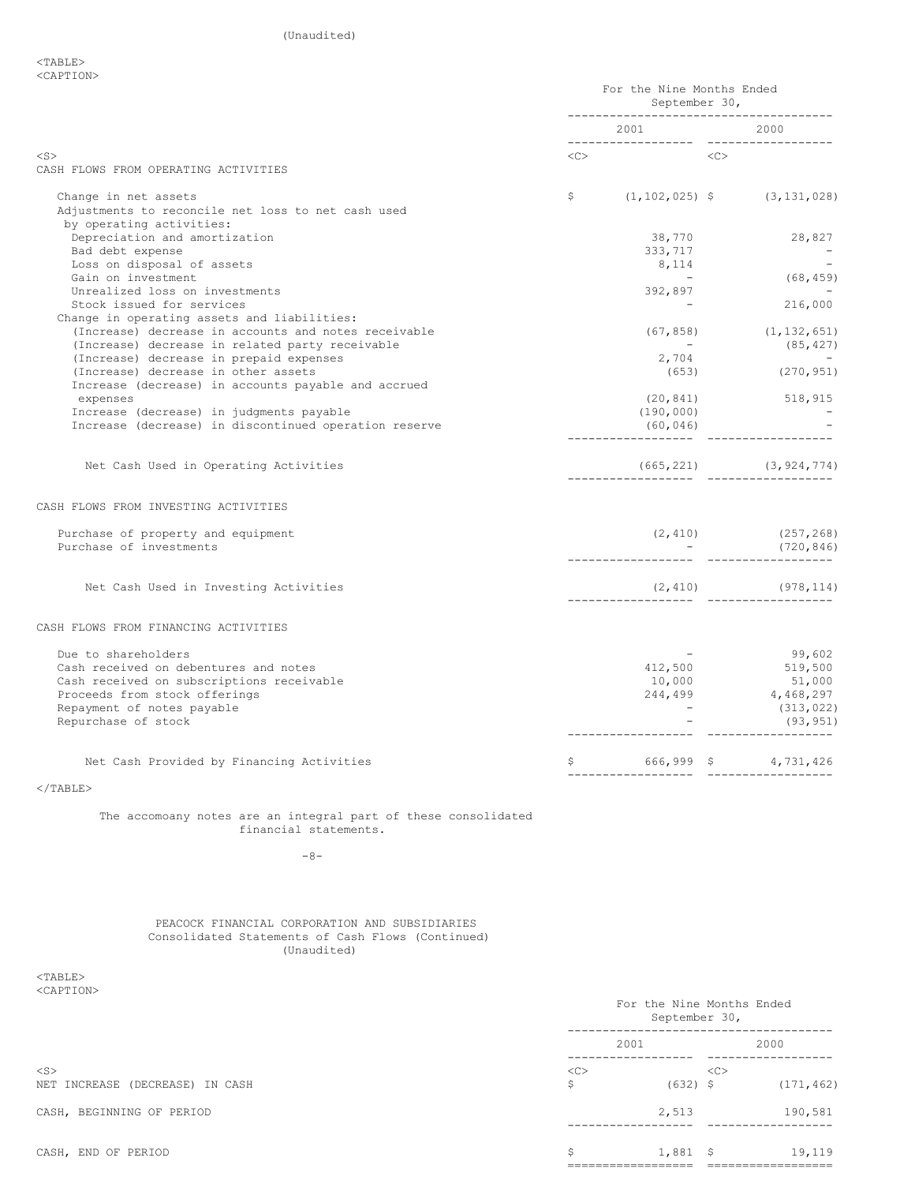(Unaudited)

| | For the Nine Months Ended September 30, | |
|---|---|---|
| | 2001 | 2000 |
| **CASH FLOWS FROM OPERATING ACTIVITIES** | | |
| Change in net assets | $ (1,102,025) | $ (3,131,028) |
| Adjustments to reconcile net loss to net cash used by operating activities: | | |
| Depreciation and amortization | 38,770 | 28,827 |
| Bad debt expense | 333,717 | - |
| Loss on disposal of assets | 8,114 | - |
| Gain on investment | - | (68,459) |
| Unrealized loss on investments | 392,897 | - |
| Stock issued for services | - | 216,000 |
| Change in operating assets and liabilities: | | |
| (Increase) decrease in accounts and notes receivable | (67,858) | (1,132,651) |
| (Increase) decrease in related party receivable | - | (85,427) |
| (Increase) decrease in prepaid expenses | 2,704 | - |
| (Increase) decrease in other assets | (653) | (270,951) |
| Increase (decrease) in accounts payable and accrued expenses | (20,841) | 518,915 |
| Increase (decrease) in judgments payable | (190,000) | - |
| Increase (decrease) in discontinued operation reserve | (60,046) | - |
| Net Cash Used in Operating Activities | (665,221) | (3,924,774) |
| **CASH FLOWS FROM INVESTING ACTIVITIES** | | |
| Purchase of property and equipment | (2,410) | (257,268) |
| Purchase of investments | - | (720,846) |
| Net Cash Used in Investing Activities | (2,410) | (978,114) |
| **CASH FLOWS FROM FINANCING ACTIVITIES** | | |
| Due to shareholders | - | 99,602 |
| Cash received on debentures and notes | 412,500 | 519,500 |
| Cash received on subscriptions receivable | 10,000 | 51,000 |
| Proceeds from stock offerings | 244,499 | 4,468,297 |
| Repayment of notes payable | - | (313,022) |
| Repurchase of stock | - | (93,951) |
| Net Cash Provided by Financing Activities | $ 666,999 | $ 4,731,426 |

The accomoany notes are an integral part of these consolidated financial statements.

PEACOCK FINANCIAL CORPORATION AND SUBSIDIARIES
Consolidated Statements of Cash Flows (Continued)
(Unaudited)

| | For the Nine Months Ended September 30, | |
|---|---|---|
| | 2001 | 2000 |
| NET INCREASE (DECREASE) IN CASH | $ (632) | $ (171,462) |
| CASH, BEGINNING OF PERIOD | 2,513 | 190,581 |
| CASH, END OF PERIOD | $ 1,881 | $ 19,119 |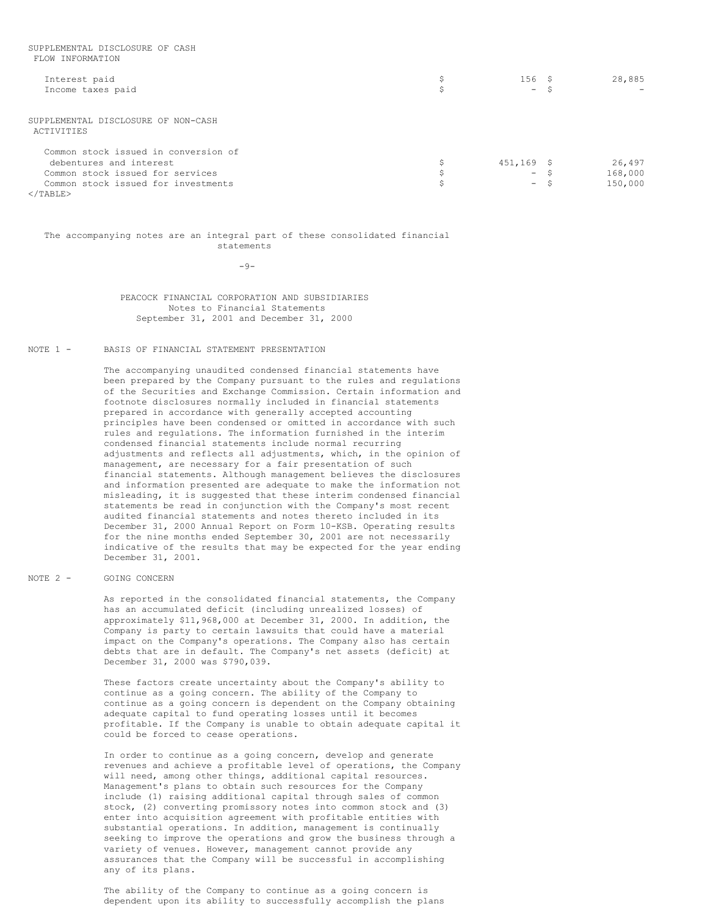SUPPLEMENTAL DISCLOSURE OF CASH FLOW INFORMATION

| | | | | |
|---|---|---|---|---|
| Interest paid | $ | 156 | $ | 28,885 |
| Income taxes paid | $ | - | $ | - |

SUPPLEMENTAL DISCLOSURE OF NON-CASH ACTIVITIES

| | | | | |
|---|---|---|---|---|
| Common stock issued in conversion of debentures and interest | $ | 451,169 | $ | 26,497 |
| Common stock issued for services | $ | - | $ | 168,000 |
| Common stock issued for investments | $ | - | $ | 150,000 |

</TABLE>

The accompanying notes are an integral part of these consolidated financial statements

PEACOCK FINANCIAL CORPORATION AND SUBSIDIARIES
Notes to Financial Statements
September 31, 2001 and December 31, 2000

NOTE 1 - BASIS OF FINANCIAL STATEMENT PRESENTATION

The accompanying unaudited condensed financial statements have been prepared by the Company pursuant to the rules and regulations of the Securities and Exchange Commission. Certain information and footnote disclosures normally included in financial statements prepared in accordance with generally accepted accounting principles have been condensed or omitted in accordance with such rules and regulations. The information furnished in the interim condensed financial statements include normal recurring adjustments and reflects all adjustments, which, in the opinion of management, are necessary for a fair presentation of such financial statements. Although management believes the disclosures and information presented are adequate to make the information not misleading, it is suggested that these interim condensed financial statements be read in conjunction with the Company's most recent audited financial statements and notes thereto included in its December 31, 2000 Annual Report on Form 10-KSB. Operating results for the nine months ended September 30, 2001 are not necessarily indicative of the results that may be expected for the year ending December 31, 2001.

NOTE 2 - GOING CONCERN

As reported in the consolidated financial statements, the Company has an accumulated deficit (including unrealized losses) of approximately $11,968,000 at December 31, 2000. In addition, the Company is party to certain lawsuits that could have a material impact on the Company's operations. The Company also has certain debts that are in default. The Company's net assets (deficit) at December 31, 2000 was $790,039.

These factors create uncertainty about the Company's ability to continue as a going concern. The ability of the Company to continue as a going concern is dependent on the Company obtaining adequate capital to fund operating losses until it becomes profitable. If the Company is unable to obtain adequate capital it could be forced to cease operations.

In order to continue as a going concern, develop and generate revenues and achieve a profitable level of operations, the Company will need, among other things, additional capital resources. Management's plans to obtain such resources for the Company include (1) raising additional capital through sales of common stock, (2) converting promissory notes into common stock and (3) enter into acquisition agreement with profitable entities with substantial operations. In addition, management is continually seeking to improve the operations and grow the business through a variety of venues. However, management cannot provide any assurances that the Company will be successful in accomplishing any of its plans.

The ability of the Company to continue as a going concern is dependent upon its ability to successfully accomplish the plans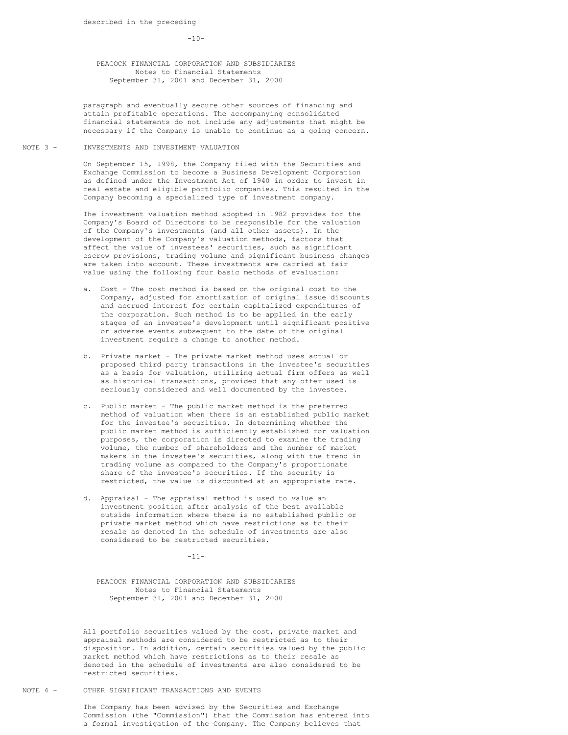described in the preceding

paragraph and eventually secure other sources of financing and attain profitable operations. The accompanying consolidated financial statements do not include any adjustments that might be necessary if the Company is unable to continue as a going concern.

## NOTE 3 - INVESTMENTS AND INVESTMENT VALUATION

On September 15, 1998, the Company filed with the Securities and Exchange Commission to become a Business Development Corporation as defined under the Investment Act of 1940 in order to invest in real estate and eligible portfolio companies. This resulted in the Company becoming a specialized type of investment company.

The investment valuation method adopted in 1982 provides for the Company's Board of Directors to be responsible for the valuation of the Company's investments (and all other assets). In the development of the Company's valuation methods, factors that affect the value of investees' securities, such as significant escrow provisions, trading volume and significant business changes are taken into account. These investments are carried at fair value using the following four basic methods of evaluation:

a. Cost - The cost method is based on the original cost to the Company, adjusted for amortization of original issue discounts and accrued interest for certain capitalized expenditures of the corporation. Such method is to be applied in the early stages of an investee's development until significant positive or adverse events subsequent to the date of the original investment require a change to another method.

b. Private market - The private market method uses actual or proposed third party transactions in the investee's securities as a basis for valuation, utilizing actual firm offers as well as historical transactions, provided that any offer used is seriously considered and well documented by the investee.

c. Public market - The public market method is the preferred method of valuation when there is an established public market for the investee's securities. In determining whether the public market method is sufficiently established for valuation purposes, the corporation is directed to examine the trading volume, the number of shareholders and the number of market makers in the investee's securities, along with the trend in trading volume as compared to the Company's proportionate share of the investee's securities. If the security is restricted, the value is discounted at an appropriate rate.

d. Appraisal - The appraisal method is used to value an investment position after analysis of the best available outside information where there is no established public or private market method which have restrictions as to their resale as denoted in the schedule of investments are also considered to be restricted securities.

All portfolio securities valued by the cost, private market and appraisal methods are considered to be restricted as to their disposition. In addition, certain securities valued by the public market method which have restrictions as to their resale as denoted in the schedule of investments are also considered to be restricted securities.

## NOTE 4 - OTHER SIGNIFICANT TRANSACTIONS AND EVENTS

The Company has been advised by the Securities and Exchange Commission (the "Commission") that the Commission has entered into a formal investigation of the Company. The Company believes that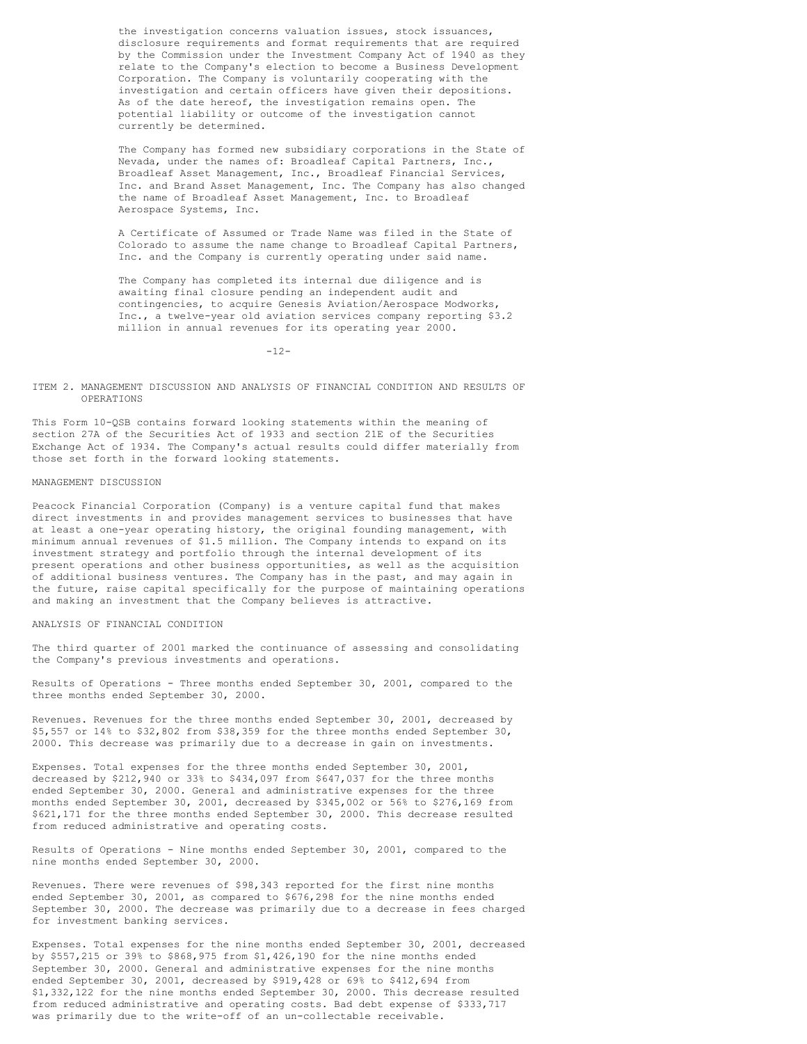the investigation concerns valuation issues, stock issuances, disclosure requirements and format requirements that are required by the Commission under the Investment Company Act of 1940 as they relate to the Company's election to become a Business Development Corporation. The Company is voluntarily cooperating with the investigation and certain officers have given their depositions. As of the date hereof, the investigation remains open. The potential liability or outcome of the investigation cannot currently be determined.

The Company has formed new subsidiary corporations in the State of Nevada, under the names of: Broadleaf Capital Partners, Inc., Broadleaf Asset Management, Inc., Broadleaf Financial Services, Inc. and Brand Asset Management, Inc. The Company has also changed the name of Broadleaf Asset Management, Inc. to Broadleaf Aerospace Systems, Inc.

A Certificate of Assumed or Trade Name was filed in the State of Colorado to assume the name change to Broadleaf Capital Partners, Inc. and the Company is currently operating under said name.

The Company has completed its internal due diligence and is awaiting final closure pending an independent audit and contingencies, to acquire Genesis Aviation/Aerospace Modworks, Inc., a twelve-year old aviation services company reporting $3.2 million in annual revenues for its operating year 2000.

## ITEM 2. MANAGEMENT DISCUSSION AND ANALYSIS OF FINANCIAL CONDITION AND RESULTS OF OPERATIONS

This Form 10-QSB contains forward looking statements within the meaning of section 27A of the Securities Act of 1933 and section 21E of the Securities Exchange Act of 1934. The Company's actual results could differ materially from those set forth in the forward looking statements.

### MANAGEMENT DISCUSSION

Peacock Financial Corporation (Company) is a venture capital fund that makes direct investments in and provides management services to businesses that have at least a one-year operating history, the original founding management, with minimum annual revenues of $1.5 million. The Company intends to expand on its investment strategy and portfolio through the internal development of its present operations and other business opportunities, as well as the acquisition of additional business ventures. The Company has in the past, and may again in the future, raise capital specifically for the purpose of maintaining operations and making an investment that the Company believes is attractive.

### ANALYSIS OF FINANCIAL CONDITION

The third quarter of 2001 marked the continuance of assessing and consolidating the Company's previous investments and operations.

Results of Operations - Three months ended September 30, 2001, compared to the three months ended September 30, 2000.

Revenues. Revenues for the three months ended September 30, 2001, decreased by $5,557 or 14% to $32,802 from $38,359 for the three months ended September 30, 2000. This decrease was primarily due to a decrease in gain on investments.

Expenses. Total expenses for the three months ended September 30, 2001, decreased by $212,940 or 33% to $434,097 from $647,037 for the three months ended September 30, 2000. General and administrative expenses for the three months ended September 30, 2001, decreased by $345,002 or 56% to $276,169 from $621,171 for the three months ended September 30, 2000. This decrease resulted from reduced administrative and operating costs.

Results of Operations - Nine months ended September 30, 2001, compared to the nine months ended September 30, 2000.

Revenues. There were revenues of $98,343 reported for the first nine months ended September 30, 2001, as compared to $676,298 for the nine months ended September 30, 2000. The decrease was primarily due to a decrease in fees charged for investment banking services.

Expenses. Total expenses for the nine months ended September 30, 2001, decreased by $557,215 or 39% to $868,975 from $1,426,190 for the nine months ended September 30, 2000. General and administrative expenses for the nine months ended September 30, 2001, decreased by $919,428 or 69% to $412,694 from $1,332,122 for the nine months ended September 30, 2000. This decrease resulted from reduced administrative and operating costs. Bad debt expense of $333,717 was primarily due to the write-off of an un-collectable receivable.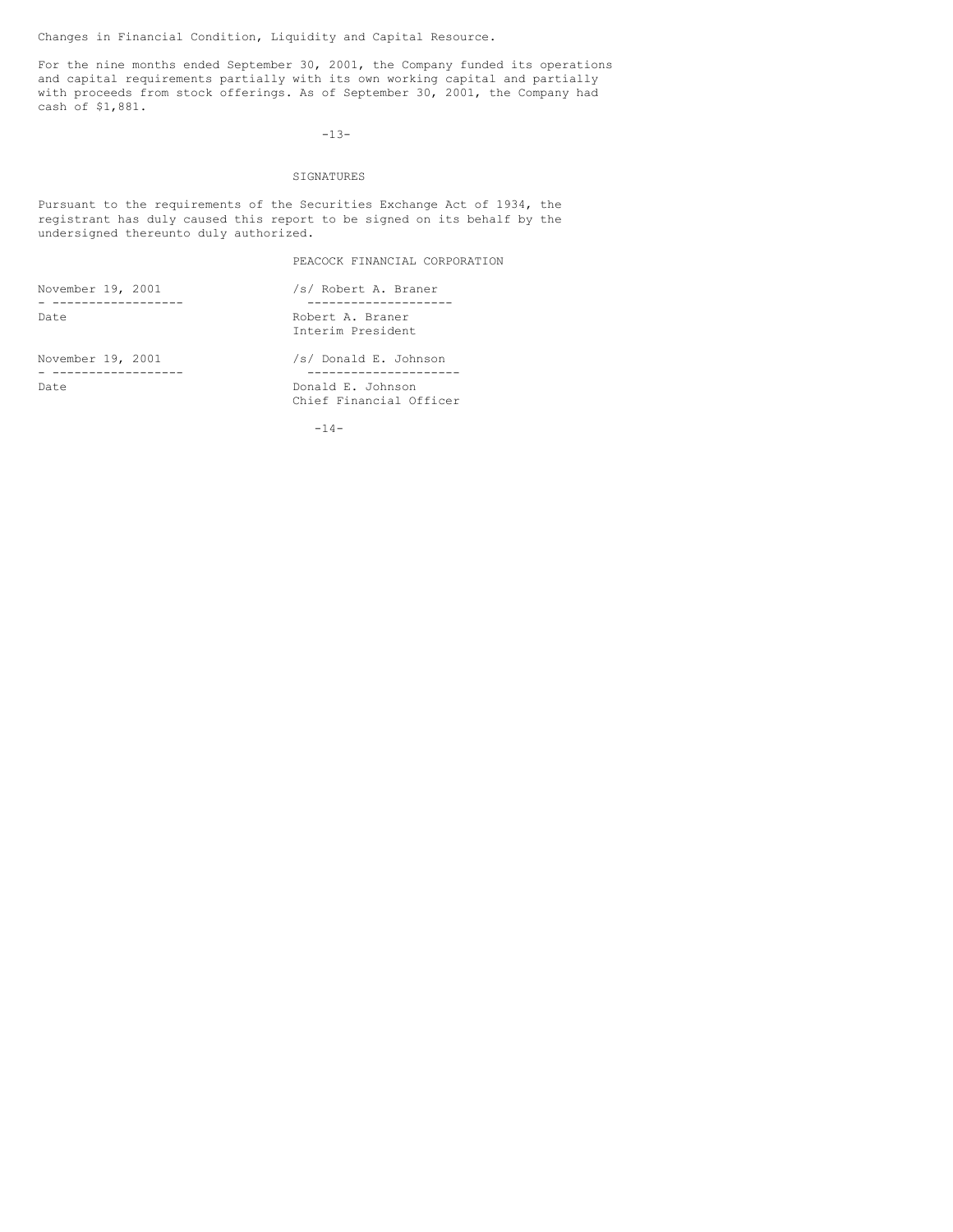Changes in Financial Condition, Liquidity and Capital Resource.

For the nine months ended September 30, 2001, the Company funded its operations and capital requirements partially with its own working capital and partially with proceeds from stock offerings. As of September 30, 2001, the Company had cash of $1,881.

## SIGNATURES

Pursuant to the requirements of the Securities Exchange Act of 1934, the registrant has duly caused this report to be signed on its behalf by the undersigned thereunto duly authorized.

PEACOCK FINANCIAL CORPORATION

| | |
|---|---|
| November 19, 2001 | /s/ Robert A. Braner |
| Date | Robert A. Braner<br>Interim President |
| November 19, 2001 | /s/ Donald E. Johnson |
| Date | Donald E. Johnson<br>Chief Financial Officer |